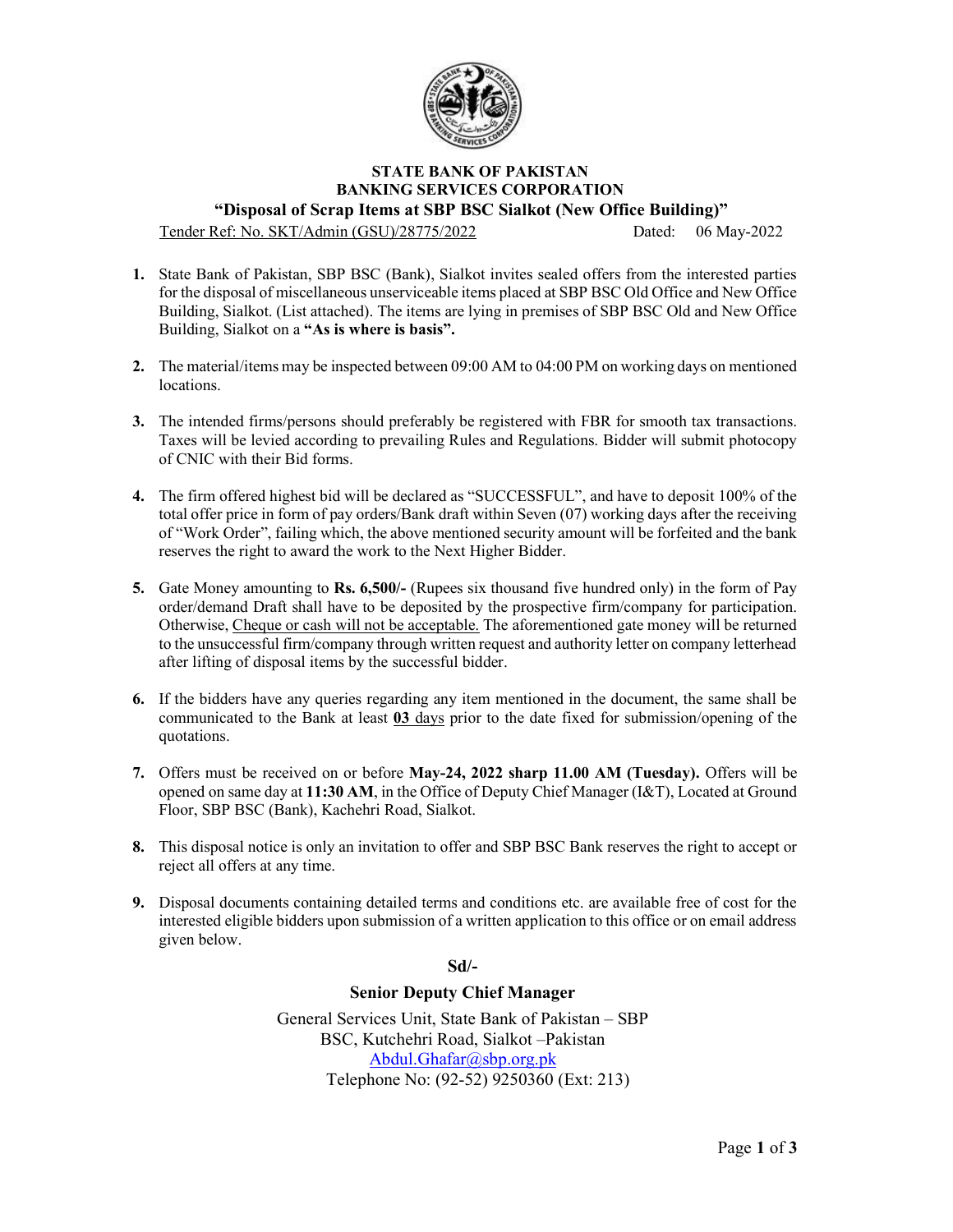**STATE BANK OF PAKISTAN**
**BANKING SERVICES CORPORATION**

# "Disposal of Scrap Items at SBP BSC Sialkot (New Office Building)"

Tender Ref: No. SKT/Admin (GSU)/28775/2022 Dated: 06 May-2022

1. State Bank of Pakistan, SBP BSC (Bank), Sialkot invites sealed offers from the interested parties for the disposal of miscellaneous unserviceable items placed at SBP BSC Old Office and New Office Building, Sialkot. (List attached). The items are lying in premises of SBP BSC Old and New Office Building, Sialkot on a **"As is where is basis".**

2. The material/items may be inspected between 09:00 AM to 04:00 PM on working days on mentioned locations.

3. The intended firms/persons should preferably be registered with FBR for smooth tax transactions. Taxes will be levied according to prevailing Rules and Regulations. Bidder will submit photocopy of CNIC with their Bid forms.

4. The firm offered highest bid will be declared as "SUCCESSFUL", and have to deposit 100% of the total offer price in form of pay orders/Bank draft within Seven (07) working days after the receiving of "Work Order", failing which, the above mentioned security amount will be forfeited and the bank reserves the right to award the work to the Next Higher Bidder.

5. Gate Money amounting to **Rs. 6,500/-** (Rupees six thousand five hundred only) in the form of Pay order/demand Draft shall have to be deposited by the prospective firm/company for participation. Otherwise, Cheque or cash will not be acceptable. The aforementioned gate money will be returned to the unsuccessful firm/company through written request and authority letter on company letterhead after lifting of disposal items by the successful bidder.

6. If the bidders have any queries regarding any item mentioned in the document, the same shall be communicated to the Bank at least **03 days** prior to the date fixed for submission/opening of the quotations.

7. Offers must be received on or before **May-24, 2022 sharp 11.00 AM (Tuesday).** Offers will be opened on same day at **11:30 AM**, in the Office of Deputy Chief Manager (I&T), Located at Ground Floor, SBP BSC (Bank), Kachehri Road, Sialkot.

8. This disposal notice is only an invitation to offer and SBP BSC Bank reserves the right to accept or reject all offers at any time.

9. Disposal documents containing detailed terms and conditions etc. are available free of cost for the interested eligible bidders upon submission of a written application to this office or on email address given below.

**Sd/-**

**Senior Deputy Chief Manager**

General Services Unit, State Bank of Pakistan – SBP
BSC, Kutchehri Road, Sialkot –Pakistan
Abdul.Ghafar@sbp.org.pk
Telephone No: (92-52) 9250360 (Ext: 213)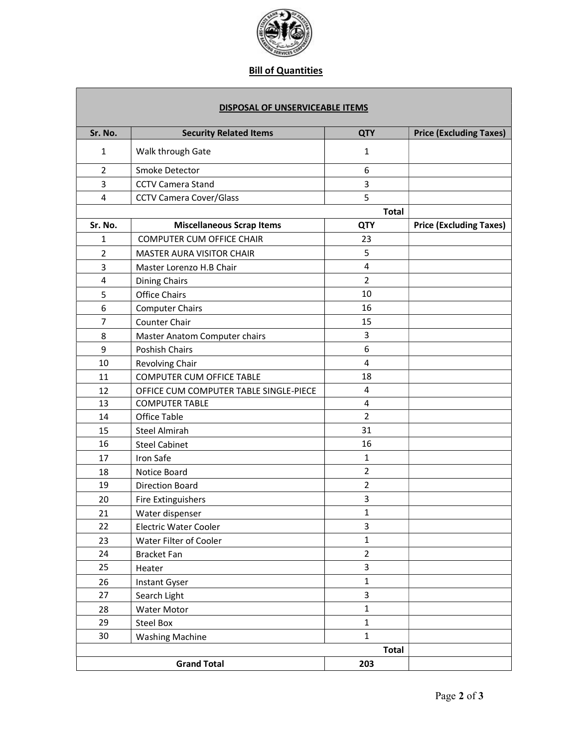## Bill of Quantities

| DISPOSAL OF UNSERVICEABLE ITEMS | | | |
|---|---|---|---|
| **Sr. No.** | **Security Related Items** | **QTY** | **Price (Excluding Taxes)** |
| 1 | Walk through Gate | 1 | |
| 2 | Smoke Detector | 6 | |
| 3 | CCTV Camera Stand | 3 | |
| 4 | CCTV Camera Cover/Glass | 5 | |
| | | **Total** | |
| **Sr. No.** | **Miscellaneous Scrap Items** | **QTY** | **Price (Excluding Taxes)** |
| 1 | COMPUTER CUM OFFICE CHAIR | 23 | |
| 2 | MASTER AURA VISITOR CHAIR | 5 | |
| 3 | Master Lorenzo H.B Chair | 4 | |
| 4 | Dining Chairs | 2 | |
| 5 | Office Chairs | 10 | |
| 6 | Computer Chairs | 16 | |
| 7 | Counter Chair | 15 | |
| 8 | Master Anatom Computer chairs | 3 | |
| 9 | Poshish Chairs | 6 | |
| 10 | Revolving Chair | 4 | |
| 11 | COMPUTER CUM OFFICE TABLE | 18 | |
| 12 | OFFICE CUM COMPUTER TABLE SINGLE-PIECE | 4 | |
| 13 | COMPUTER TABLE | 4 | |
| 14 | Office Table | 2 | |
| 15 | Steel Almirah | 31 | |
| 16 | Steel Cabinet | 16 | |
| 17 | Iron Safe | 1 | |
| 18 | Notice Board | 2 | |
| 19 | Direction Board | 2 | |
| 20 | Fire Extinguishers | 3 | |
| 21 | Water dispenser | 1 | |
| 22 | Electric Water Cooler | 3 | |
| 23 | Water Filter of Cooler | 1 | |
| 24 | Bracket Fan | 2 | |
| 25 | Heater | 3 | |
| 26 | Instant Gyser | 1 | |
| 27 | Search Light | 3 | |
| 28 | Water Motor | 1 | |
| 29 | Steel Box | 1 | |
| 30 | Washing Machine | 1 | |
| | | **Total** | |
| **Grand Total** | | **203** | |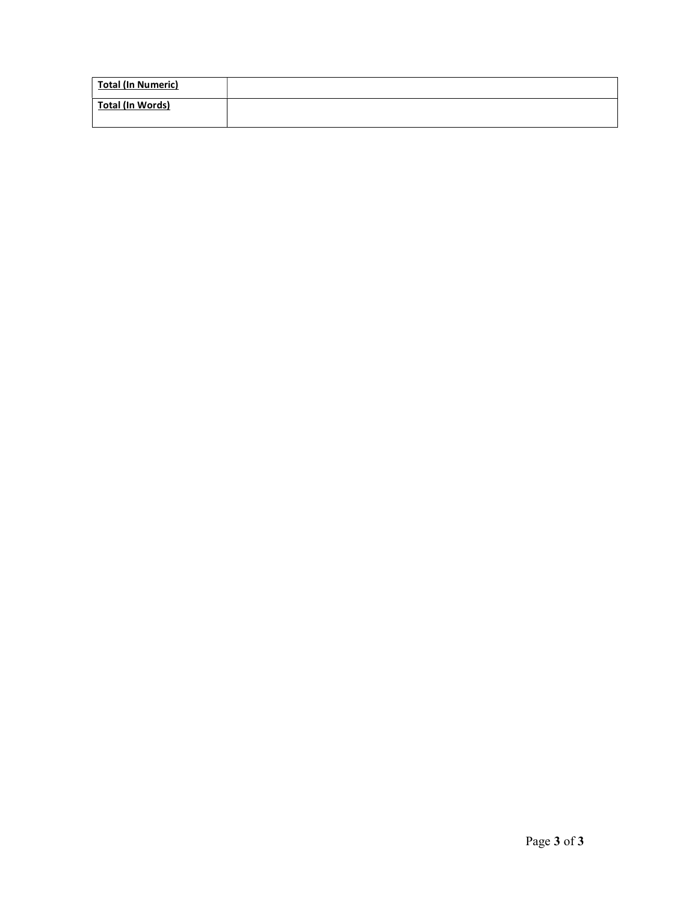| | |
|---|---|
| **Total (In Numeric)** | |
| **Total (In Words)** | |